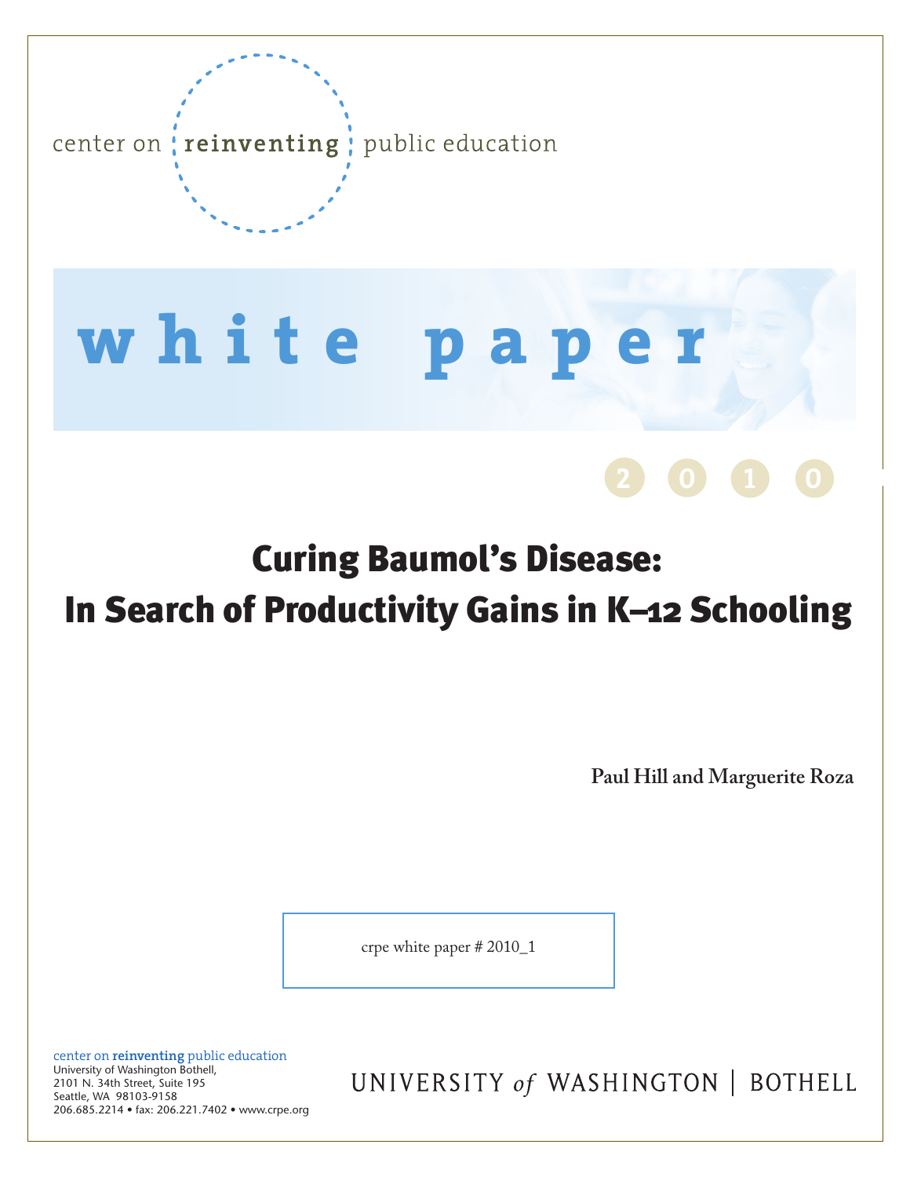center on **reinventing** public education

**white paper**

2010

# Curing Baumol's Disease: In Search of Productivity Gains in K–12 Schooling

**Paul Hill and Marguerite Roza**

crpe white paper # 2010_1

center on **reinventing** public education
University of Washington Bothell,
2101 N. 34th Street, Suite 195
Seattle, WA 98103-9158
206.685.2214 • fax: 206.221.7402 • www.crpe.org

UNIVERSITY *of* WASHINGTON | BOTHELL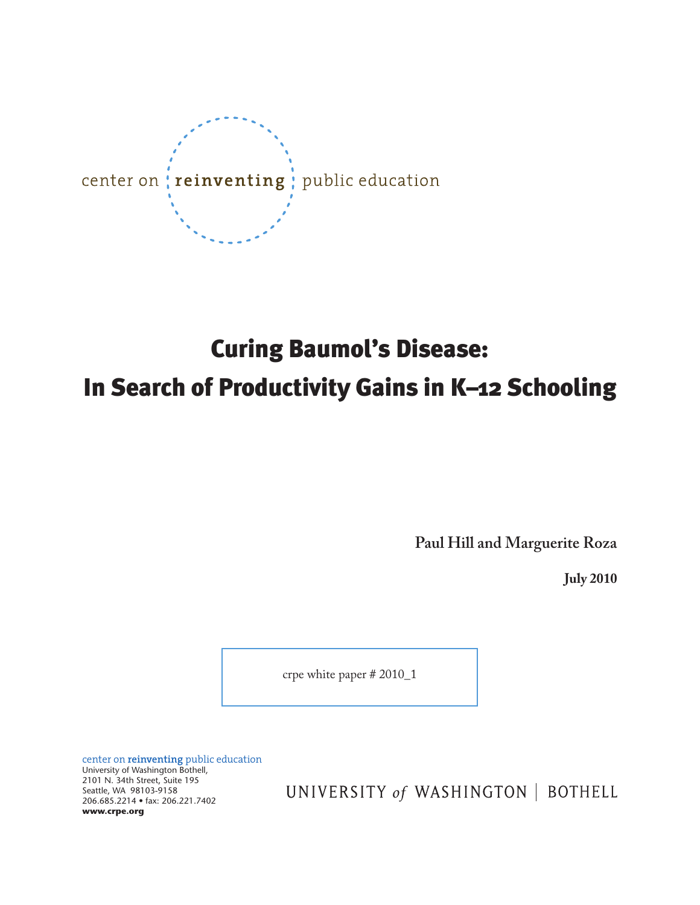center on **reinventing** public education

# Curing Baumol's Disease:

# In Search of Productivity Gains in K–12 Schooling

**Paul Hill and Marguerite Roza**

**July 2010**

crpe white paper # 2010_1

center on **reinventing** public education
University of Washington Bothell,
2101 N. 34th Street, Suite 195
Seattle, WA 98103-9158
206.685.2214 • fax: 206.221.7402
**www.crpe.org**

UNIVERSITY *of* WASHINGTON | BOTHELL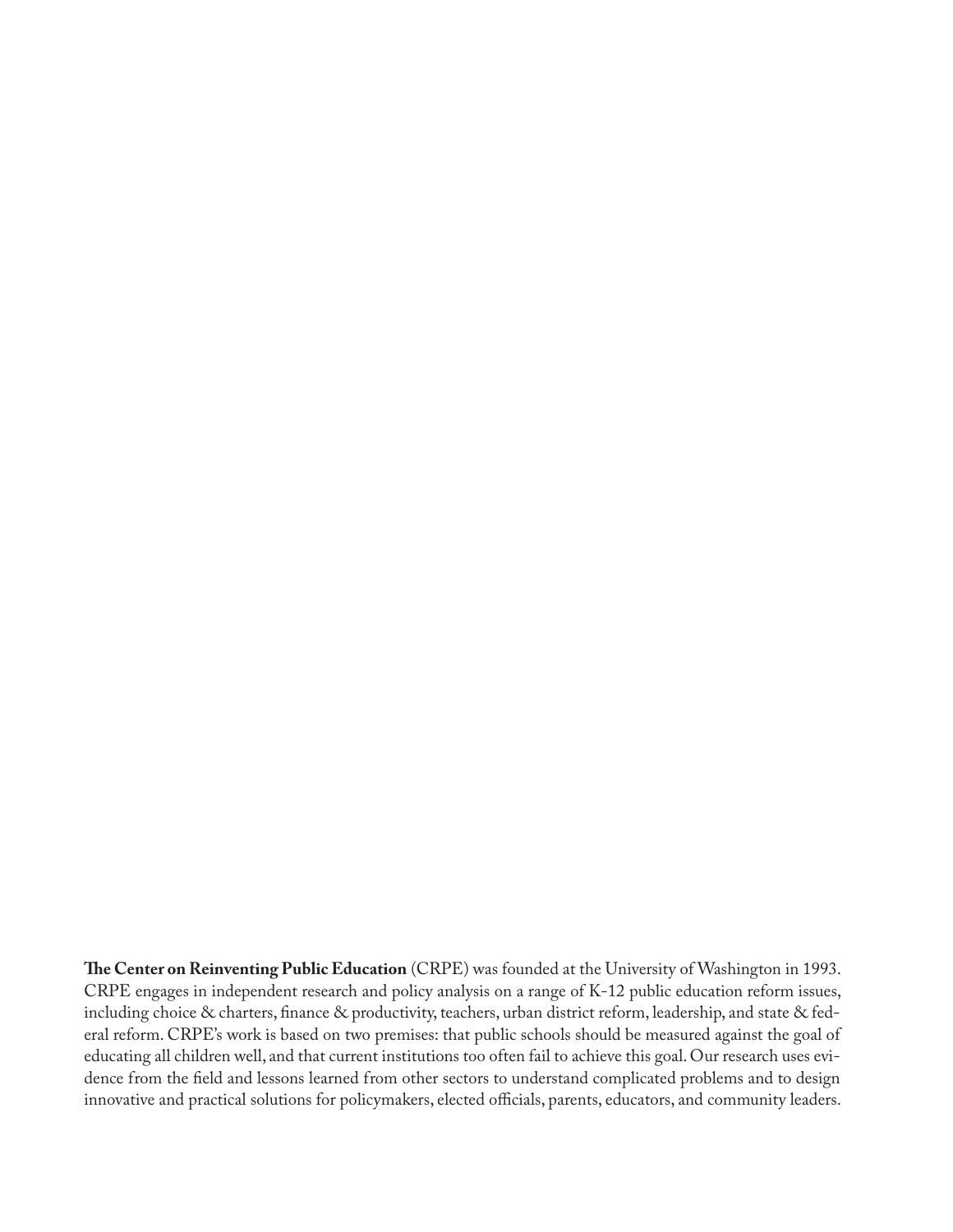**The Center on Reinventing Public Education** (CRPE) was founded at the University of Washington in 1993. CRPE engages in independent research and policy analysis on a range of K-12 public education reform issues, including choice & charters, finance & productivity, teachers, urban district reform, leadership, and state & federal reform. CRPE's work is based on two premises: that public schools should be measured against the goal of educating all children well, and that current institutions too often fail to achieve this goal. Our research uses evidence from the field and lessons learned from other sectors to understand complicated problems and to design innovative and practical solutions for policymakers, elected officials, parents, educators, and community leaders.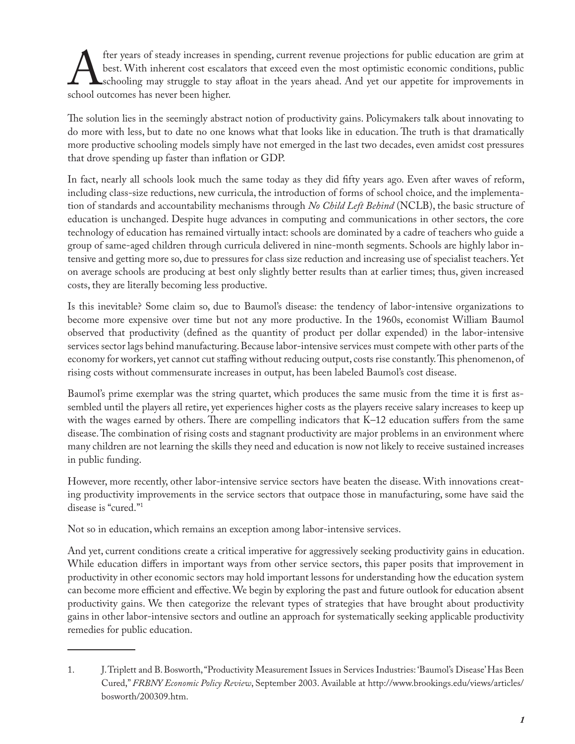After years of steady increases in spending, current revenue projections for public education are grim at best. With inherent cost escalators that exceed even the most optimistic economic conditions, public schooling may struggle to stay afloat in the years ahead. And yet our appetite for improvements in school outcomes has never been higher.

The solution lies in the seemingly abstract notion of productivity gains. Policymakers talk about innovating to do more with less, but to date no one knows what that looks like in education. The truth is that dramatically more productive schooling models simply have not emerged in the last two decades, even amidst cost pressures that drove spending up faster than inflation or GDP.

In fact, nearly all schools look much the same today as they did fifty years ago. Even after waves of reform, including class-size reductions, new curricula, the introduction of forms of school choice, and the implementation of standards and accountability mechanisms through *No Child Left Behind* (NCLB), the basic structure of education is unchanged. Despite huge advances in computing and communications in other sectors, the core technology of education has remained virtually intact: schools are dominated by a cadre of teachers who guide a group of same-aged children through curricula delivered in nine-month segments. Schools are highly labor intensive and getting more so, due to pressures for class size reduction and increasing use of specialist teachers. Yet on average schools are producing at best only slightly better results than at earlier times; thus, given increased costs, they are literally becoming less productive.

Is this inevitable? Some claim so, due to Baumol's disease: the tendency of labor-intensive organizations to become more expensive over time but not any more productive. In the 1960s, economist William Baumol observed that productivity (defined as the quantity of product per dollar expended) in the labor-intensive services sector lags behind manufacturing. Because labor-intensive services must compete with other parts of the economy for workers, yet cannot cut staffing without reducing output, costs rise constantly. This phenomenon, of rising costs without commensurate increases in output, has been labeled Baumol's cost disease.

Baumol's prime exemplar was the string quartet, which produces the same music from the time it is first assembled until the players all retire, yet experiences higher costs as the players receive salary increases to keep up with the wages earned by others. There are compelling indicators that K–12 education suffers from the same disease. The combination of rising costs and stagnant productivity are major problems in an environment where many children are not learning the skills they need and education is now not likely to receive sustained increases in public funding.

However, more recently, other labor-intensive service sectors have beaten the disease. With innovations creating productivity improvements in the service sectors that outpace those in manufacturing, some have said the disease is "cured."[1]

Not so in education, which remains an exception among labor-intensive services.

And yet, current conditions create a critical imperative for aggressively seeking productivity gains in education. While education differs in important ways from other service sectors, this paper posits that improvement in productivity in other economic sectors may hold important lessons for understanding how the education system can become more efficient and effective. We begin by exploring the past and future outlook for education absent productivity gains. We then categorize the relevant types of strategies that have brought about productivity gains in other labor-intensive sectors and outline an approach for systematically seeking applicable productivity remedies for public education.

---

1. J. Triplett and B. Bosworth, "Productivity Measurement Issues in Services Industries: 'Baumol's Disease' Has Been Cured," *FRBNY Economic Policy Review*, September 2003. Available at http://www.brookings.edu/views/articles/bosworth/200309.htm.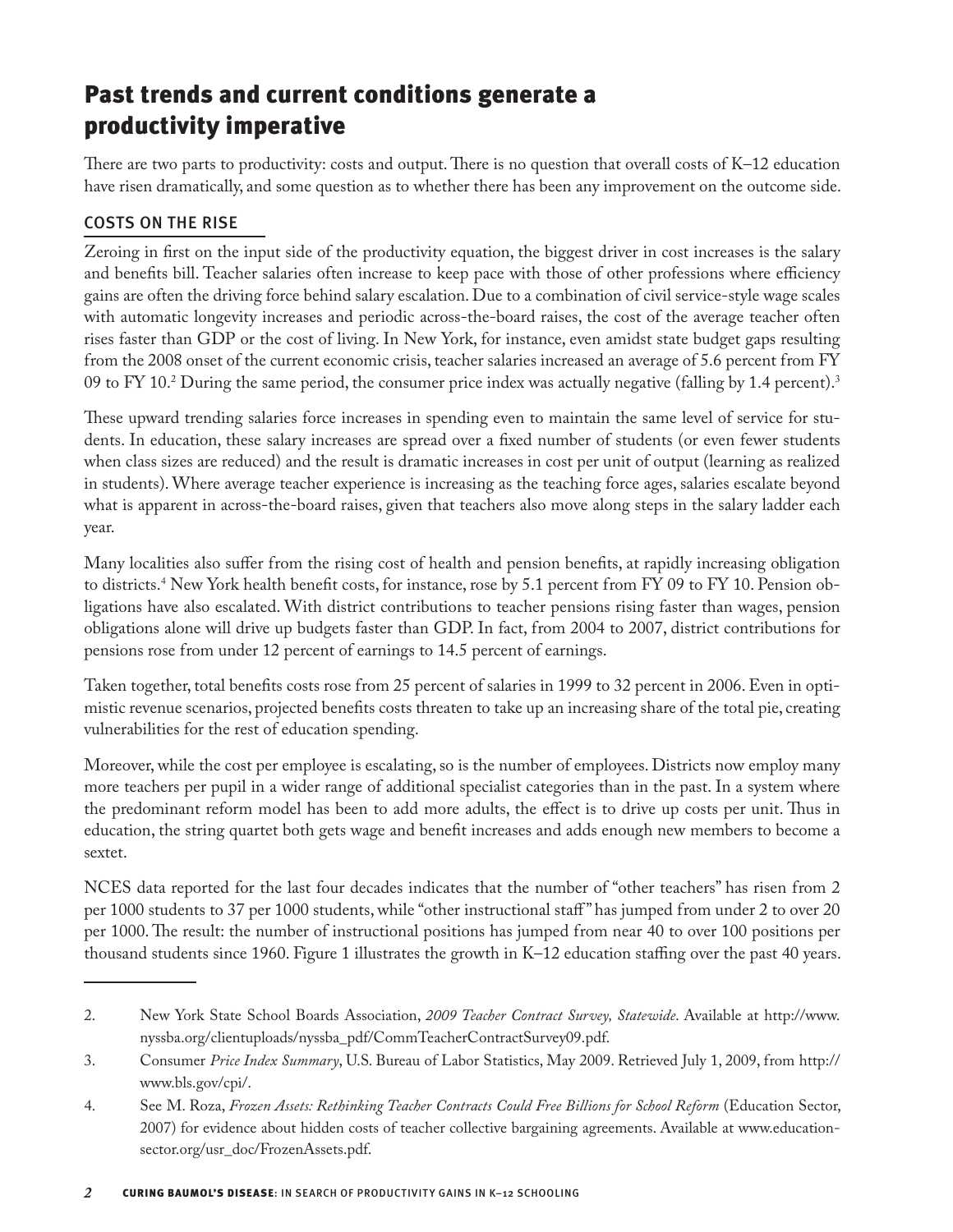## Past trends and current conditions generate a productivity imperative

There are two parts to productivity: costs and output. There is no question that overall costs of K–12 education have risen dramatically, and some question as to whether there has been any improvement on the outcome side.

### COSTS ON THE RISE

Zeroing in first on the input side of the productivity equation, the biggest driver in cost increases is the salary and benefits bill. Teacher salaries often increase to keep pace with those of other professions where efficiency gains are often the driving force behind salary escalation. Due to a combination of civil service-style wage scales with automatic longevity increases and periodic across-the-board raises, the cost of the average teacher often rises faster than GDP or the cost of living. In New York, for instance, even amidst state budget gaps resulting from the 2008 onset of the current economic crisis, teacher salaries increased an average of 5.6 percent from FY 09 to FY 10.[2] During the same period, the consumer price index was actually negative (falling by 1.4 percent).[3]

These upward trending salaries force increases in spending even to maintain the same level of service for students. In education, these salary increases are spread over a fixed number of students (or even fewer students when class sizes are reduced) and the result is dramatic increases in cost per unit of output (learning as realized in students). Where average teacher experience is increasing as the teaching force ages, salaries escalate beyond what is apparent in across-the-board raises, given that teachers also move along steps in the salary ladder each year.

Many localities also suffer from the rising cost of health and pension benefits, at rapidly increasing obligation to districts.[4] New York health benefit costs, for instance, rose by 5.1 percent from FY 09 to FY 10. Pension obligations have also escalated. With district contributions to teacher pensions rising faster than wages, pension obligations alone will drive up budgets faster than GDP. In fact, from 2004 to 2007, district contributions for pensions rose from under 12 percent of earnings to 14.5 percent of earnings.

Taken together, total benefits costs rose from 25 percent of salaries in 1999 to 32 percent in 2006. Even in optimistic revenue scenarios, projected benefits costs threaten to take up an increasing share of the total pie, creating vulnerabilities for the rest of education spending.

Moreover, while the cost per employee is escalating, so is the number of employees. Districts now employ many more teachers per pupil in a wider range of additional specialist categories than in the past. In a system where the predominant reform model has been to add more adults, the effect is to drive up costs per unit. Thus in education, the string quartet both gets wage and benefit increases and adds enough new members to become a sextet.

NCES data reported for the last four decades indicates that the number of "other teachers" has risen from 2 per 1000 students to 37 per 1000 students, while "other instructional staff" has jumped from under 2 to over 20 per 1000. The result: the number of instructional positions has jumped from near 40 to over 100 positions per thousand students since 1960. Figure 1 illustrates the growth in K–12 education staffing over the past 40 years.

---

2. New York State School Boards Association, *2009 Teacher Contract Survey, Statewide*. Available at http://www.nyssba.org/clientuploads/nyssba_pdf/CommTeacherContractSurvey09.pdf.

3. Consumer *Price Index Summary*, U.S. Bureau of Labor Statistics, May 2009. Retrieved July 1, 2009, from http://www.bls.gov/cpi/.

4. See M. Roza, *Frozen Assets: Rethinking Teacher Contracts Could Free Billions for School Reform* (Education Sector, 2007) for evidence about hidden costs of teacher collective bargaining agreements. Available at www.educationsector.org/usr_doc/FrozenAssets.pdf.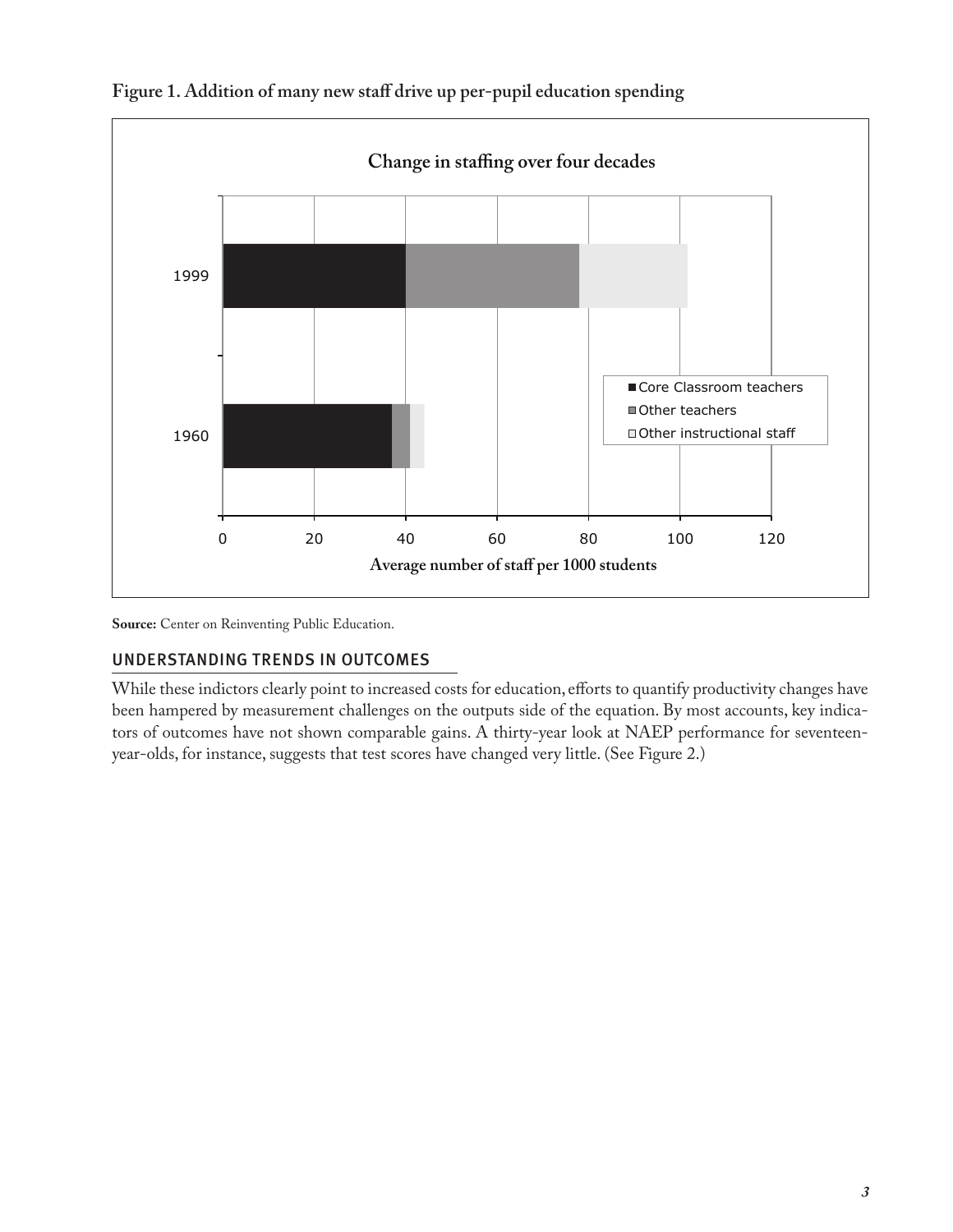**Figure 1. Addition of many new staff drive up per-pupil education spending**

**Change in staffing over four decades**

| Year | Core Classroom teachers | Other teachers | Other instructional staff |
|---|---|---|---|
| 1999 | ~40 | ~38 | ~24 |
| 1960 | ~37 | ~4 | ~3 |

Average number of staff per 1000 students

**Source:** Center on Reinventing Public Education.

## UNDERSTANDING TRENDS IN OUTCOMES

While these indictors clearly point to increased costs for education, efforts to quantify productivity changes have been hampered by measurement challenges on the outputs side of the equation. By most accounts, key indicators of outcomes have not shown comparable gains. A thirty-year look at NAEP performance for seventeen-year-olds, for instance, suggests that test scores have changed very little. (See Figure 2.)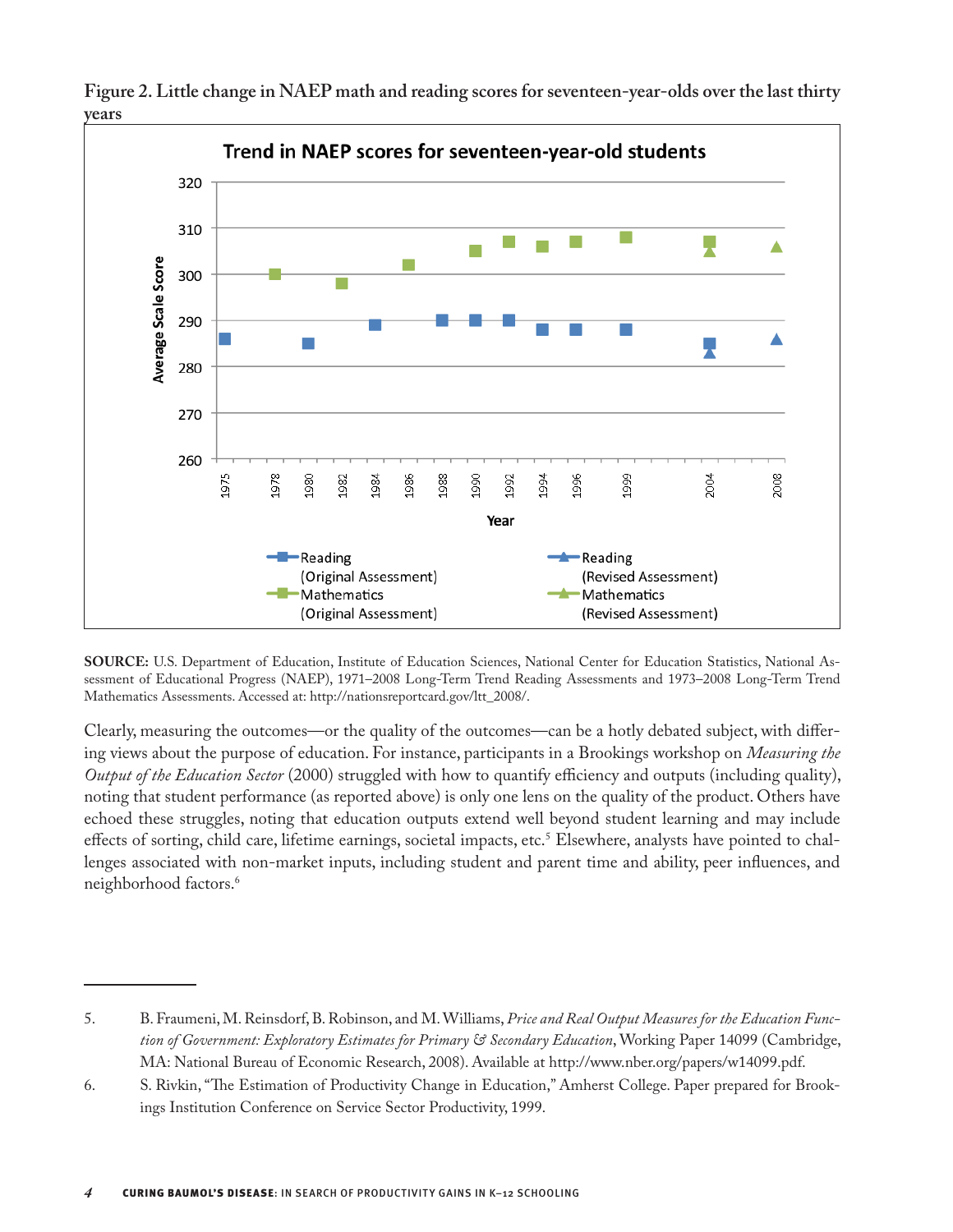**Figure 2. Little change in NAEP math and reading scores for seventeen-year-olds over the last thirty years**

**SOURCE:** U.S. Department of Education, Institute of Education Sciences, National Center for Education Statistics, National Assessment of Educational Progress (NAEP), 1971–2008 Long-Term Trend Reading Assessments and 1973–2008 Long-Term Trend Mathematics Assessments. Accessed at: http://nationsreportcard.gov/ltt_2008/.

Clearly, measuring the outcomes—or the quality of the outcomes—can be a hotly debated subject, with differing views about the purpose of education. For instance, participants in a Brookings workshop on *Measuring the Output of the Education Sector* (2000) struggled with how to quantify efficiency and outputs (including quality), noting that student performance (as reported above) is only one lens on the quality of the product. Others have echoed these struggles, noting that education outputs extend well beyond student learning and may include effects of sorting, child care, lifetime earnings, societal impacts, etc.[5] Elsewhere, analysts have pointed to challenges associated with non-market inputs, including student and parent time and ability, peer influences, and neighborhood factors.[6]

---

5. B. Fraumeni, M. Reinsdorf, B. Robinson, and M. Williams, *Price and Real Output Measures for the Education Function of Government: Exploratory Estimates for Primary & Secondary Education*, Working Paper 14099 (Cambridge, MA: National Bureau of Economic Research, 2008). Available at http://www.nber.org/papers/w14099.pdf.

6. S. Rivkin, "The Estimation of Productivity Change in Education," Amherst College. Paper prepared for Brookings Institution Conference on Service Sector Productivity, 1999.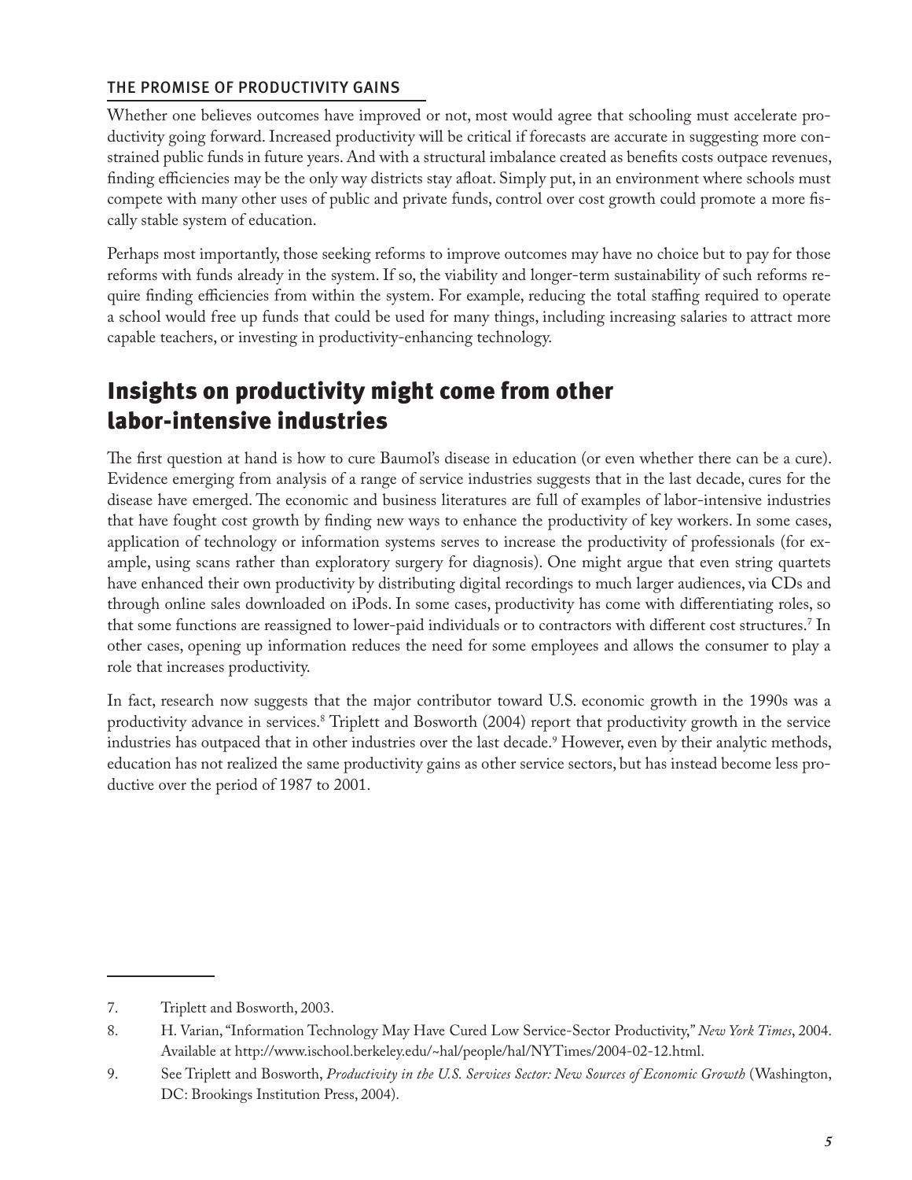### THE PROMISE OF PRODUCTIVITY GAINS

Whether one believes outcomes have improved or not, most would agree that schooling must accelerate productivity going forward. Increased productivity will be critical if forecasts are accurate in suggesting more constrained public funds in future years. And with a structural imbalance created as benefits costs outpace revenues, finding efficiencies may be the only way districts stay afloat. Simply put, in an environment where schools must compete with many other uses of public and private funds, control over cost growth could promote a more fiscally stable system of education.

Perhaps most importantly, those seeking reforms to improve outcomes may have no choice but to pay for those reforms with funds already in the system. If so, the viability and longer-term sustainability of such reforms require finding efficiencies from within the system. For example, reducing the total staffing required to operate a school would free up funds that could be used for many things, including increasing salaries to attract more capable teachers, or investing in productivity-enhancing technology.

## Insights on productivity might come from other labor-intensive industries

The first question at hand is how to cure Baumol's disease in education (or even whether there can be a cure). Evidence emerging from analysis of a range of service industries suggests that in the last decade, cures for the disease have emerged. The economic and business literatures are full of examples of labor-intensive industries that have fought cost growth by finding new ways to enhance the productivity of key workers. In some cases, application of technology or information systems serves to increase the productivity of professionals (for example, using scans rather than exploratory surgery for diagnosis). One might argue that even string quartets have enhanced their own productivity by distributing digital recordings to much larger audiences, via CDs and through online sales downloaded on iPods. In some cases, productivity has come with differentiating roles, so that some functions are reassigned to lower-paid individuals or to contractors with different cost structures.[7] In other cases, opening up information reduces the need for some employees and allows the consumer to play a role that increases productivity.

In fact, research now suggests that the major contributor toward U.S. economic growth in the 1990s was a productivity advance in services.[8] Triplett and Bosworth (2004) report that productivity growth in the service industries has outpaced that in other industries over the last decade.[9] However, even by their analytic methods, education has not realized the same productivity gains as other service sectors, but has instead become less productive over the period of 1987 to 2001.

---

7. Triplett and Bosworth, 2003.
8. H. Varian, "Information Technology May Have Cured Low Service-Sector Productivity," *New York Times*, 2004. Available at http://www.ischool.berkeley.edu/~hal/people/hal/NYTimes/2004-02-12.html.
9. See Triplett and Bosworth, *Productivity in the U.S. Services Sector: New Sources of Economic Growth* (Washington, DC: Brookings Institution Press, 2004).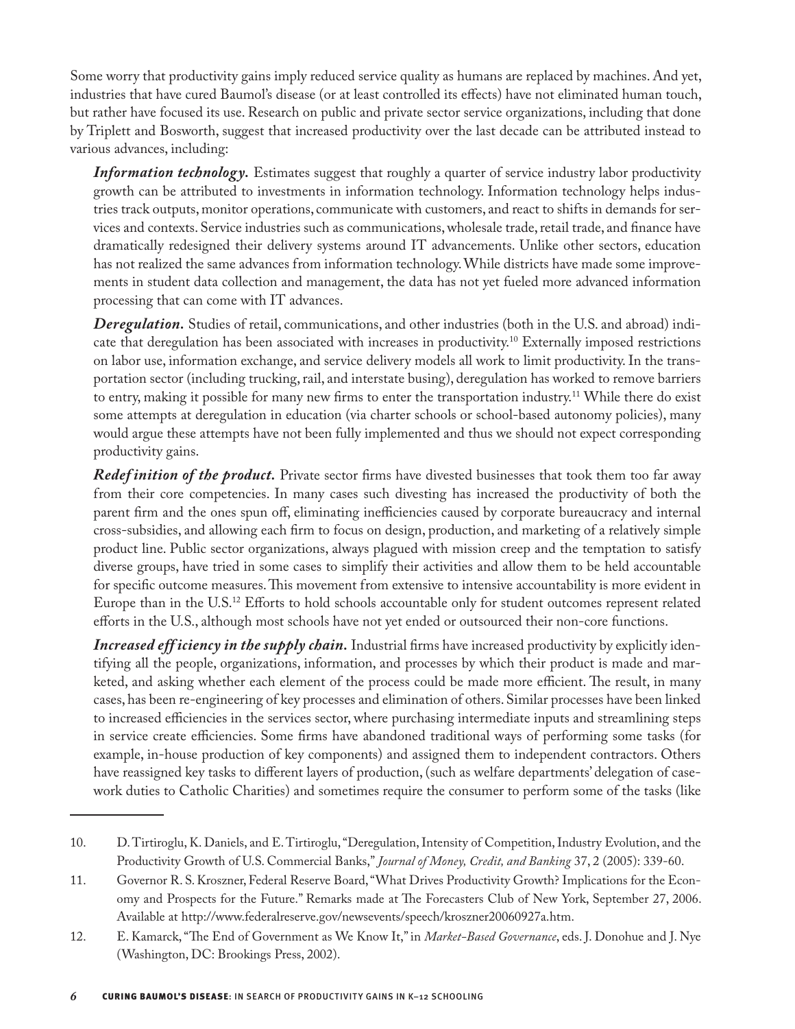Some worry that productivity gains imply reduced service quality as humans are replaced by machines. And yet, industries that have cured Baumol's disease (or at least controlled its effects) have not eliminated human touch, but rather have focused its use. Research on public and private sector service organizations, including that done by Triplett and Bosworth, suggest that increased productivity over the last decade can be attributed instead to various advances, including:

***Information technology.*** Estimates suggest that roughly a quarter of service industry labor productivity growth can be attributed to investments in information technology. Information technology helps industries track outputs, monitor operations, communicate with customers, and react to shifts in demands for services and contexts. Service industries such as communications, wholesale trade, retail trade, and finance have dramatically redesigned their delivery systems around IT advancements. Unlike other sectors, education has not realized the same advances from information technology. While districts have made some improvements in student data collection and management, the data has not yet fueled more advanced information processing that can come with IT advances.

***Deregulation.*** Studies of retail, communications, and other industries (both in the U.S. and abroad) indicate that deregulation has been associated with increases in productivity.[10] Externally imposed restrictions on labor use, information exchange, and service delivery models all work to limit productivity. In the transportation sector (including trucking, rail, and interstate busing), deregulation has worked to remove barriers to entry, making it possible for many new firms to enter the transportation industry.[11] While there do exist some attempts at deregulation in education (via charter schools or school-based autonomy policies), many would argue these attempts have not been fully implemented and thus we should not expect corresponding productivity gains.

***Redefinition of the product.*** Private sector firms have divested businesses that took them too far away from their core competencies. In many cases such divesting has increased the productivity of both the parent firm and the ones spun off, eliminating inefficiencies caused by corporate bureaucracy and internal cross-subsidies, and allowing each firm to focus on design, production, and marketing of a relatively simple product line. Public sector organizations, always plagued with mission creep and the temptation to satisfy diverse groups, have tried in some cases to simplify their activities and allow them to be held accountable for specific outcome measures. This movement from extensive to intensive accountability is more evident in Europe than in the U.S.[12] Efforts to hold schools accountable only for student outcomes represent related efforts in the U.S., although most schools have not yet ended or outsourced their non-core functions.

***Increased efficiency in the supply chain.*** Industrial firms have increased productivity by explicitly identifying all the people, organizations, information, and processes by which their product is made and marketed, and asking whether each element of the process could be made more efficient. The result, in many cases, has been re-engineering of key processes and elimination of others. Similar processes have been linked to increased efficiencies in the services sector, where purchasing intermediate inputs and streamlining steps in service create efficiencies. Some firms have abandoned traditional ways of performing some tasks (for example, in-house production of key components) and assigned them to independent contractors. Others have reassigned key tasks to different layers of production, (such as welfare departments' delegation of casework duties to Catholic Charities) and sometimes require the consumer to perform some of the tasks (like

---

10. D. Tirtiroglu, K. Daniels, and E. Tirtiroglu, "Deregulation, Intensity of Competition, Industry Evolution, and the Productivity Growth of U.S. Commercial Banks," *Journal of Money, Credit, and Banking* 37, 2 (2005): 339-60.
11. Governor R. S. Kroszner, Federal Reserve Board, "What Drives Productivity Growth? Implications for the Economy and Prospects for the Future." Remarks made at The Forecasters Club of New York, September 27, 2006. Available at http://www.federalreserve.gov/newsevents/speech/kroszner20060927a.htm.
12. E. Kamarck, "The End of Government as We Know It," in *Market-Based Governance*, eds. J. Donohue and J. Nye (Washington, DC: Brookings Press, 2002).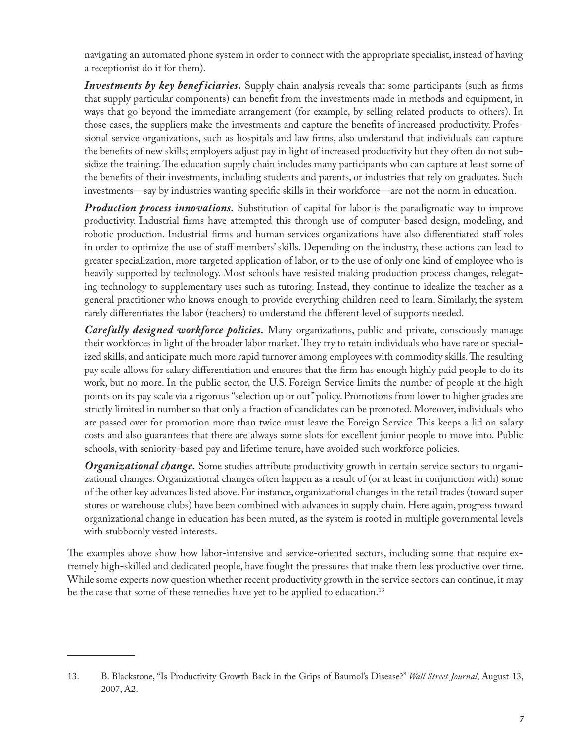navigating an automated phone system in order to connect with the appropriate specialist, instead of having a receptionist do it for them).

***Investments by key beneficiaries.*** Supply chain analysis reveals that some participants (such as firms that supply particular components) can benefit from the investments made in methods and equipment, in ways that go beyond the immediate arrangement (for example, by selling related products to others). In those cases, the suppliers make the investments and capture the benefits of increased productivity. Professional service organizations, such as hospitals and law firms, also understand that individuals can capture the benefits of new skills; employers adjust pay in light of increased productivity but they often do not subsidize the training. The education supply chain includes many participants who can capture at least some of the benefits of their investments, including students and parents, or industries that rely on graduates. Such investments—say by industries wanting specific skills in their workforce—are not the norm in education.

***Production process innovations.*** Substitution of capital for labor is the paradigmatic way to improve productivity. Industrial firms have attempted this through use of computer-based design, modeling, and robotic production. Industrial firms and human services organizations have also differentiated staff roles in order to optimize the use of staff members' skills. Depending on the industry, these actions can lead to greater specialization, more targeted application of labor, or to the use of only one kind of employee who is heavily supported by technology. Most schools have resisted making production process changes, relegating technology to supplementary uses such as tutoring. Instead, they continue to idealize the teacher as a general practitioner who knows enough to provide everything children need to learn. Similarly, the system rarely differentiates the labor (teachers) to understand the different level of supports needed.

***Carefully designed workforce policies.*** Many organizations, public and private, consciously manage their workforces in light of the broader labor market. They try to retain individuals who have rare or specialized skills, and anticipate much more rapid turnover among employees with commodity skills. The resulting pay scale allows for salary differentiation and ensures that the firm has enough highly paid people to do its work, but no more. In the public sector, the U.S. Foreign Service limits the number of people at the high points on its pay scale via a rigorous "selection up or out" policy. Promotions from lower to higher grades are strictly limited in number so that only a fraction of candidates can be promoted. Moreover, individuals who are passed over for promotion more than twice must leave the Foreign Service. This keeps a lid on salary costs and also guarantees that there are always some slots for excellent junior people to move into. Public schools, with seniority-based pay and lifetime tenure, have avoided such workforce policies.

***Organizational change.*** Some studies attribute productivity growth in certain service sectors to organizational changes. Organizational changes often happen as a result of (or at least in conjunction with) some of the other key advances listed above. For instance, organizational changes in the retail trades (toward super stores or warehouse clubs) have been combined with advances in supply chain. Here again, progress toward organizational change in education has been muted, as the system is rooted in multiple governmental levels with stubbornly vested interests.

The examples above show how labor-intensive and service-oriented sectors, including some that require extremely high-skilled and dedicated people, have fought the pressures that make them less productive over time. While some experts now question whether recent productivity growth in the service sectors can continue, it may be the case that some of these remedies have yet to be applied to education.[13]

---

13. B. Blackstone, "Is Productivity Growth Back in the Grips of Baumol's Disease?" *Wall Street Journal*, August 13, 2007, A2.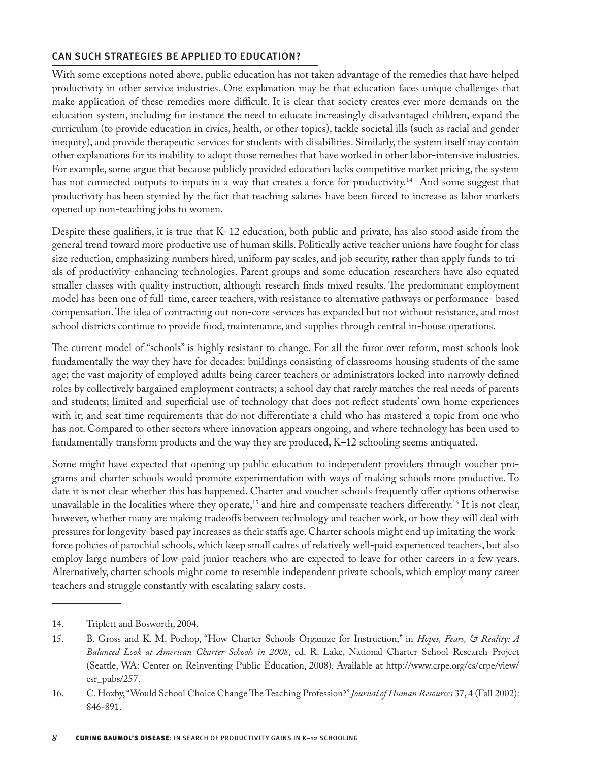## CAN SUCH STRATEGIES BE APPLIED TO EDUCATION?

With some exceptions noted above, public education has not taken advantage of the remedies that have helped productivity in other service industries. One explanation may be that education faces unique challenges that make application of these remedies more difficult. It is clear that society creates ever more demands on the education system, including for instance the need to educate increasingly disadvantaged children, expand the curriculum (to provide education in civics, health, or other topics), tackle societal ills (such as racial and gender inequity), and provide therapeutic services for students with disabilities. Similarly, the system itself may contain other explanations for its inability to adopt those remedies that have worked in other labor-intensive industries. For example, some argue that because publicly provided education lacks competitive market pricing, the system has not connected outputs to inputs in a way that creates a force for productivity.[14] And some suggest that productivity has been stymied by the fact that teaching salaries have been forced to increase as labor markets opened up non-teaching jobs to women.

Despite these qualifiers, it is true that K–12 education, both public and private, has also stood aside from the general trend toward more productive use of human skills. Politically active teacher unions have fought for class size reduction, emphasizing numbers hired, uniform pay scales, and job security, rather than apply funds to trials of productivity-enhancing technologies. Parent groups and some education researchers have also equated smaller classes with quality instruction, although research finds mixed results. The predominant employment model has been one of full-time, career teachers, with resistance to alternative pathways or performance- based compensation. The idea of contracting out non-core services has expanded but not without resistance, and most school districts continue to provide food, maintenance, and supplies through central in-house operations.

The current model of "schools" is highly resistant to change. For all the furor over reform, most schools look fundamentally the way they have for decades: buildings consisting of classrooms housing students of the same age; the vast majority of employed adults being career teachers or administrators locked into narrowly defined roles by collectively bargained employment contracts; a school day that rarely matches the real needs of parents and students; limited and superficial use of technology that does not reflect students' own home experiences with it; and seat time requirements that do not differentiate a child who has mastered a topic from one who has not. Compared to other sectors where innovation appears ongoing, and where technology has been used to fundamentally transform products and the way they are produced, K–12 schooling seems antiquated.

Some might have expected that opening up public education to independent providers through voucher programs and charter schools would promote experimentation with ways of making schools more productive. To date it is not clear whether this has happened. Charter and voucher schools frequently offer options otherwise unavailable in the localities where they operate,[15] and hire and compensate teachers differently.[16] It is not clear, however, whether many are making tradeoffs between technology and teacher work, or how they will deal with pressures for longevity-based pay increases as their staffs age. Charter schools might end up imitating the workforce policies of parochial schools, which keep small cadres of relatively well-paid experienced teachers, but also employ large numbers of low-paid junior teachers who are expected to leave for other careers in a few years. Alternatively, charter schools might come to resemble independent private schools, which employ many career teachers and struggle constantly with escalating salary costs.

---

14. Triplett and Bosworth, 2004.
15. B. Gross and K. M. Pochop, "How Charter Schools Organize for Instruction," in *Hopes, Fears, & Reality: A Balanced Look at American Charter Schools in 2008*, ed. R. Lake, National Charter School Research Project (Seattle, WA: Center on Reinventing Public Education, 2008). Available at http://www.crpe.org/cs/crpe/view/csr_pubs/257.
16. C. Hoxby, "Would School Choice Change The Teaching Profession?" *Journal of Human Resources* 37, 4 (Fall 2002): 846-891.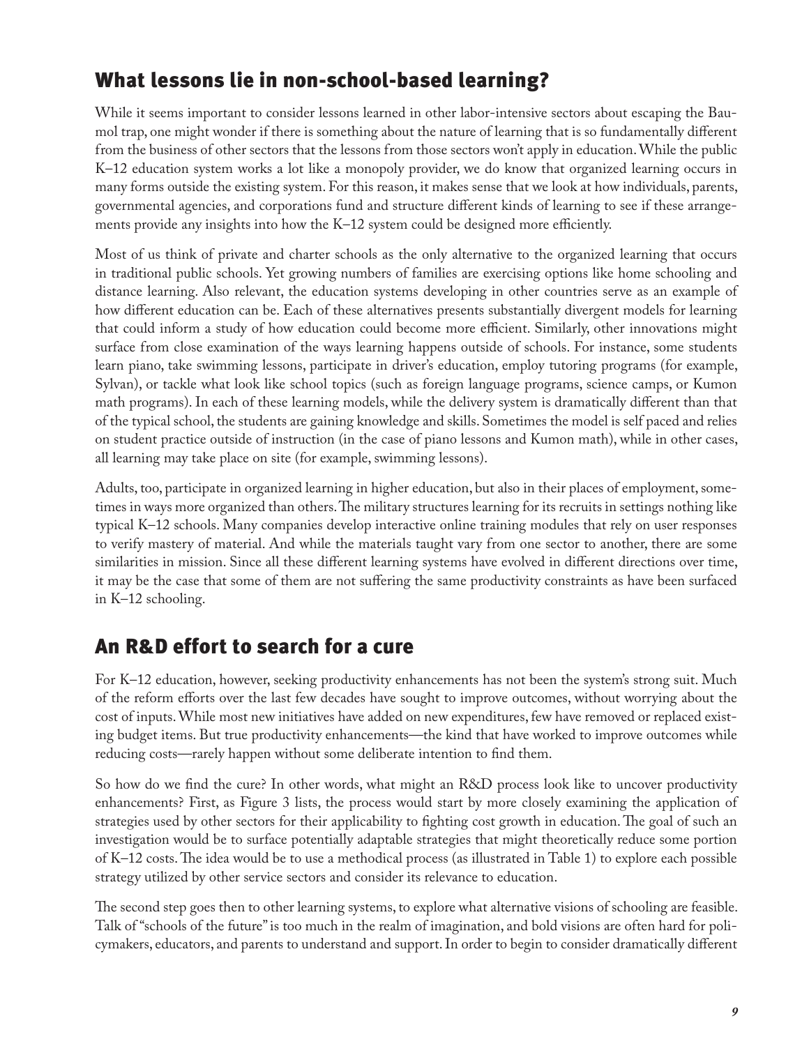## What lessons lie in non-school-based learning?

While it seems important to consider lessons learned in other labor-intensive sectors about escaping the Baumol trap, one might wonder if there is something about the nature of learning that is so fundamentally different from the business of other sectors that the lessons from those sectors won't apply in education. While the public K–12 education system works a lot like a monopoly provider, we do know that organized learning occurs in many forms outside the existing system. For this reason, it makes sense that we look at how individuals, parents, governmental agencies, and corporations fund and structure different kinds of learning to see if these arrangements provide any insights into how the K–12 system could be designed more efficiently.

Most of us think of private and charter schools as the only alternative to the organized learning that occurs in traditional public schools. Yet growing numbers of families are exercising options like home schooling and distance learning. Also relevant, the education systems developing in other countries serve as an example of how different education can be. Each of these alternatives presents substantially divergent models for learning that could inform a study of how education could become more efficient. Similarly, other innovations might surface from close examination of the ways learning happens outside of schools. For instance, some students learn piano, take swimming lessons, participate in driver's education, employ tutoring programs (for example, Sylvan), or tackle what look like school topics (such as foreign language programs, science camps, or Kumon math programs). In each of these learning models, while the delivery system is dramatically different than that of the typical school, the students are gaining knowledge and skills. Sometimes the model is self paced and relies on student practice outside of instruction (in the case of piano lessons and Kumon math), while in other cases, all learning may take place on site (for example, swimming lessons).

Adults, too, participate in organized learning in higher education, but also in their places of employment, sometimes in ways more organized than others. The military structures learning for its recruits in settings nothing like typical K–12 schools. Many companies develop interactive online training modules that rely on user responses to verify mastery of material. And while the materials taught vary from one sector to another, there are some similarities in mission. Since all these different learning systems have evolved in different directions over time, it may be the case that some of them are not suffering the same productivity constraints as have been surfaced in K–12 schooling.

## An R&D effort to search for a cure

For K–12 education, however, seeking productivity enhancements has not been the system's strong suit. Much of the reform efforts over the last few decades have sought to improve outcomes, without worrying about the cost of inputs. While most new initiatives have added on new expenditures, few have removed or replaced existing budget items. But true productivity enhancements—the kind that have worked to improve outcomes while reducing costs—rarely happen without some deliberate intention to find them.

So how do we find the cure? In other words, what might an R&D process look like to uncover productivity enhancements? First, as Figure 3 lists, the process would start by more closely examining the application of strategies used by other sectors for their applicability to fighting cost growth in education. The goal of such an investigation would be to surface potentially adaptable strategies that might theoretically reduce some portion of K–12 costs. The idea would be to use a methodical process (as illustrated in Table 1) to explore each possible strategy utilized by other service sectors and consider its relevance to education.

The second step goes then to other learning systems, to explore what alternative visions of schooling are feasible. Talk of "schools of the future" is too much in the realm of imagination, and bold visions are often hard for policymakers, educators, and parents to understand and support. In order to begin to consider dramatically different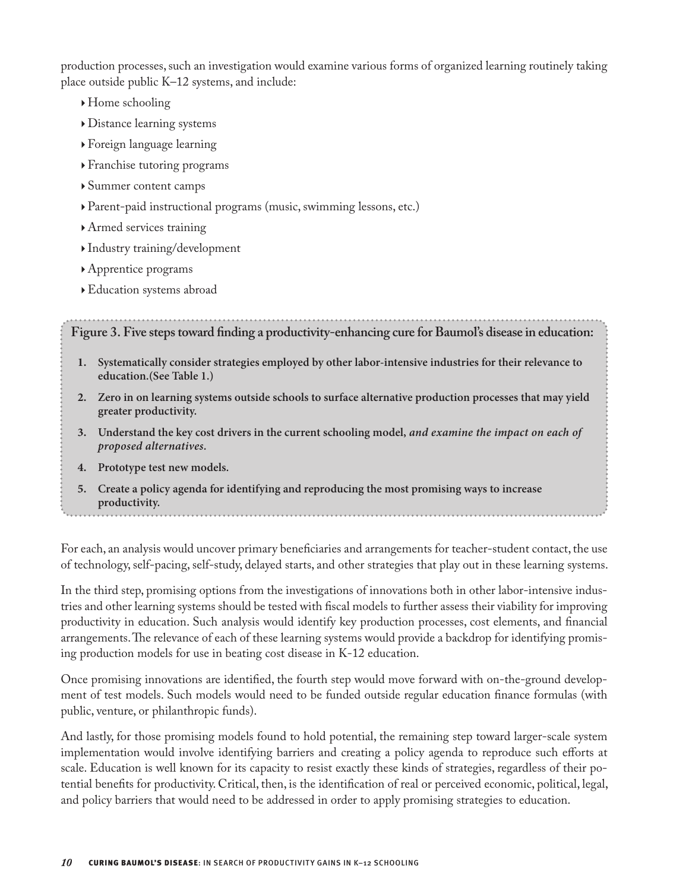production processes, such an investigation would examine various forms of organized learning routinely taking place outside public K–12 systems, and include:

- Home schooling
- Distance learning systems
- Foreign language learning
- Franchise tutoring programs
- Summer content camps
- Parent-paid instructional programs (music, swimming lessons, etc.)
- Armed services training
- Industry training/development
- Apprentice programs
- Education systems abroad

**Figure 3. Five steps toward finding a productivity-enhancing cure for Baumol's disease in education:**

1. **Systematically consider strategies employed by other labor-intensive industries for their relevance to education.(See Table 1.)**
2. **Zero in on learning systems outside schools to surface alternative production processes that may yield greater productivity.**
3. **Understand the key cost drivers in the current schooling model, *and examine the impact on each of proposed alternatives.***
4. **Prototype test new models.**
5. **Create a policy agenda for identifying and reproducing the most promising ways to increase productivity.**

For each, an analysis would uncover primary beneficiaries and arrangements for teacher-student contact, the use of technology, self-pacing, self-study, delayed starts, and other strategies that play out in these learning systems.

In the third step, promising options from the investigations of innovations both in other labor-intensive industries and other learning systems should be tested with fiscal models to further assess their viability for improving productivity in education. Such analysis would identify key production processes, cost elements, and financial arrangements. The relevance of each of these learning systems would provide a backdrop for identifying promising production models for use in beating cost disease in K-12 education.

Once promising innovations are identified, the fourth step would move forward with on-the-ground development of test models. Such models would need to be funded outside regular education finance formulas (with public, venture, or philanthropic funds).

And lastly, for those promising models found to hold potential, the remaining step toward larger-scale system implementation would involve identifying barriers and creating a policy agenda to reproduce such efforts at scale. Education is well known for its capacity to resist exactly these kinds of strategies, regardless of their potential benefits for productivity. Critical, then, is the identification of real or perceived economic, political, legal, and policy barriers that would need to be addressed in order to apply promising strategies to education.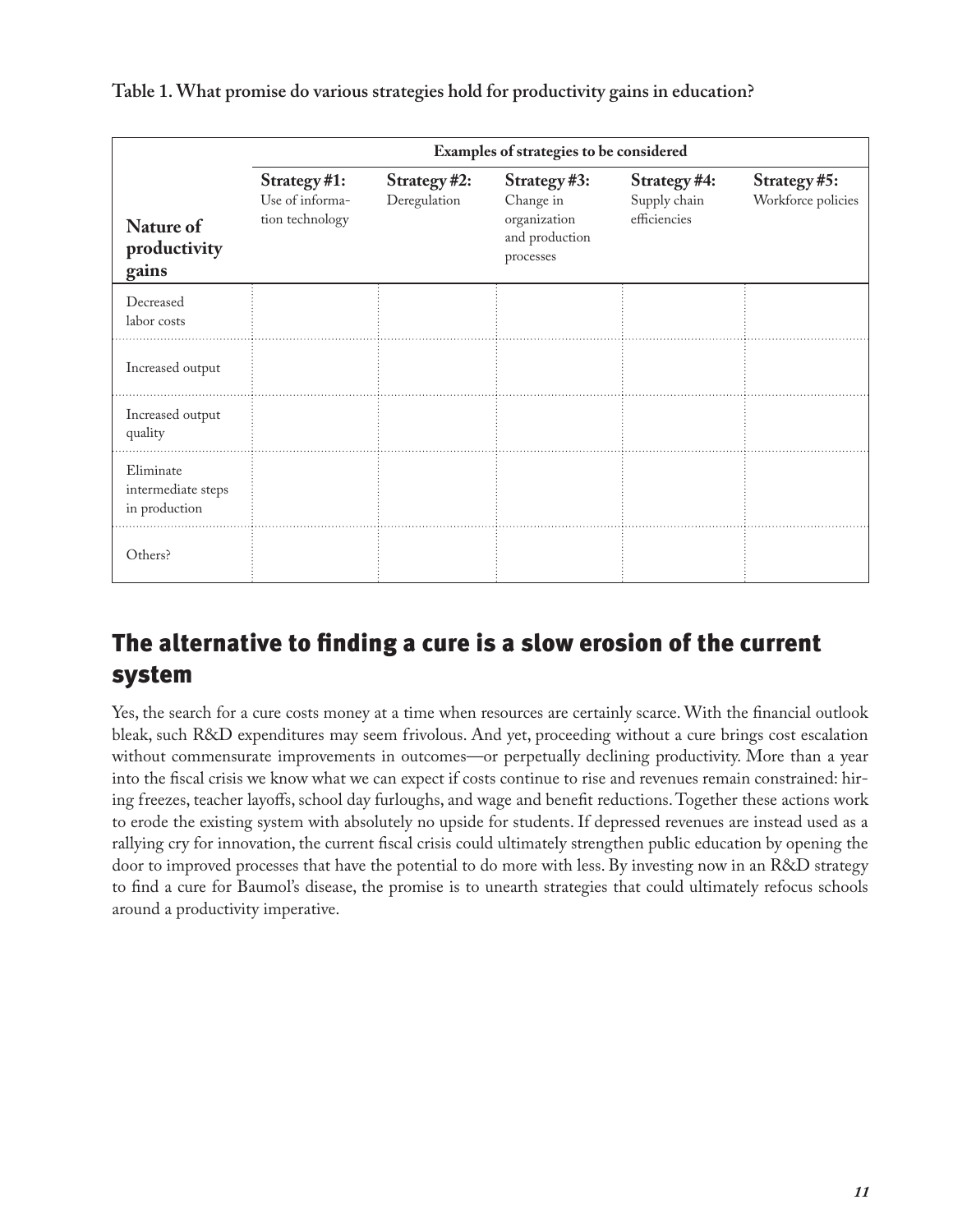**Table 1. What promise do various strategies hold for productivity gains in education?**

| | Examples of strategies to be considered | | | | |
|---|---|---|---|---|---|
| **Nature of productivity gains** | **Strategy #1:** Use of information technology | **Strategy #2:** Deregulation | **Strategy #3:** Change in organization and production processes | **Strategy #4:** Supply chain efficiencies | **Strategy #5:** Workforce policies |
| Decreased labor costs | | | | | |
| Increased output | | | | | |
| Increased output quality | | | | | |
| Eliminate intermediate steps in production | | | | | |
| Others? | | | | | |

## The alternative to finding a cure is a slow erosion of the current system

Yes, the search for a cure costs money at a time when resources are certainly scarce. With the financial outlook bleak, such R&D expenditures may seem frivolous. And yet, proceeding without a cure brings cost escalation without commensurate improvements in outcomes—or perpetually declining productivity. More than a year into the fiscal crisis we know what we can expect if costs continue to rise and revenues remain constrained: hiring freezes, teacher layoffs, school day furloughs, and wage and benefit reductions. Together these actions work to erode the existing system with absolutely no upside for students. If depressed revenues are instead used as a rallying cry for innovation, the current fiscal crisis could ultimately strengthen public education by opening the door to improved processes that have the potential to do more with less. By investing now in an R&D strategy to find a cure for Baumol's disease, the promise is to unearth strategies that could ultimately refocus schools around a productivity imperative.